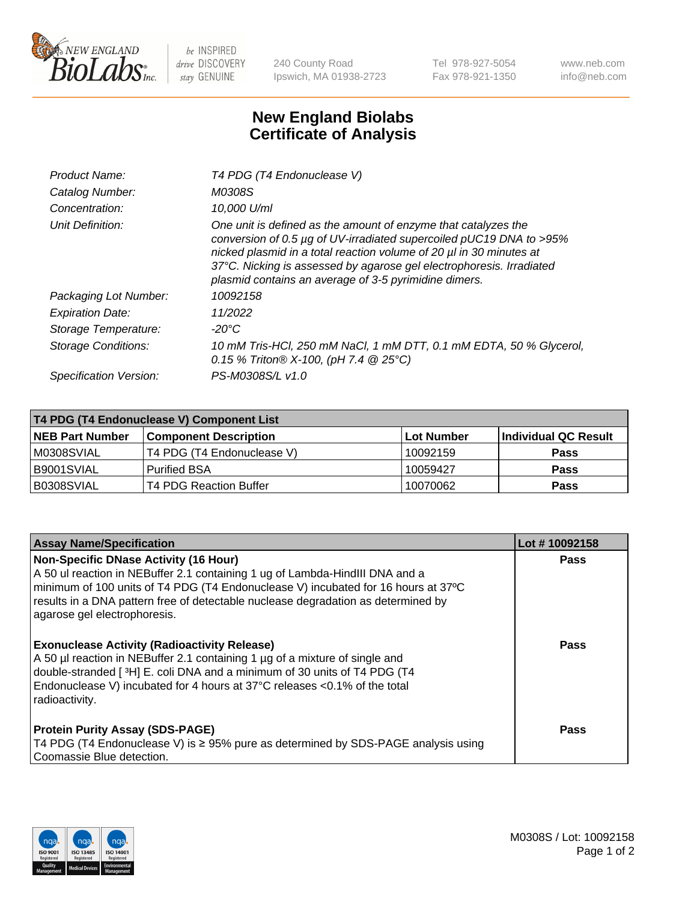# New England Biolabs
# Certificate of Analysis

| | |
|---|---|
| *Product Name:* | *T4 PDG (T4 Endonuclease V)* |
| *Catalog Number:* | *M0308S* |
| *Concentration:* | *10,000 U/ml* |
| *Unit Definition:* | *One unit is defined as the amount of enzyme that catalyzes the conversion of 0.5 µg of UV-irradiated supercoiled pUC19 DNA to >95% nicked plasmid in a total reaction volume of 20 µl in 30 minutes at 37°C. Nicking is assessed by agarose gel electrophoresis. Irradiated plasmid contains an average of 3-5 pyrimidine dimers.* |
| *Packaging Lot Number:* | *10092158* |
| *Expiration Date:* | *11/2022* |
| *Storage Temperature:* | *-20°C* |
| *Storage Conditions:* | *10 mM Tris-HCl, 250 mM NaCl, 1 mM DTT, 0.1 mM EDTA, 50 % Glycerol, 0.15 % Triton® X-100, (pH 7.4 @ 25°C)* |
| *Specification Version:* | *PS-M0308S/L v1.0* |

| T4 PDG (T4 Endonuclease V) Component List | | | |
|---|---|---|---|
| **NEB Part Number** | **Component Description** | **Lot Number** | **Individual QC Result** |
| M0308SVIAL | T4 PDG (T4 Endonuclease V) | 10092159 | **Pass** |
| B9001SVIAL | Purified BSA | 10059427 | **Pass** |
| B0308SVIAL | T4 PDG Reaction Buffer | 10070062 | **Pass** |

| Assay Name/Specification | Lot # 10092158 |
|---|---|
| **Non-Specific DNase Activity (16 Hour)** A 50 ul reaction in NEBuffer 2.1 containing 1 ug of Lambda-HindIII DNA and a minimum of 100 units of T4 PDG (T4 Endonuclease V) incubated for 16 hours at 37ºC results in a DNA pattern free of detectable nuclease degradation as determined by agarose gel electrophoresis. | **Pass** |
| **Exonuclease Activity (Radioactivity Release)** A 50 µl reaction in NEBuffer 2.1 containing 1 µg of a mixture of single and double-stranded [ $^{3}$H] E. coli DNA and a minimum of 30 units of T4 PDG (T4 Endonuclease V) incubated for 4 hours at 37°C releases <0.1% of the total radioactivity. | **Pass** |
| **Protein Purity Assay (SDS-PAGE)** T4 PDG (T4 Endonuclease V) is ≥ 95% pure as determined by SDS-PAGE analysis using Coomassie Blue detection. | **Pass** |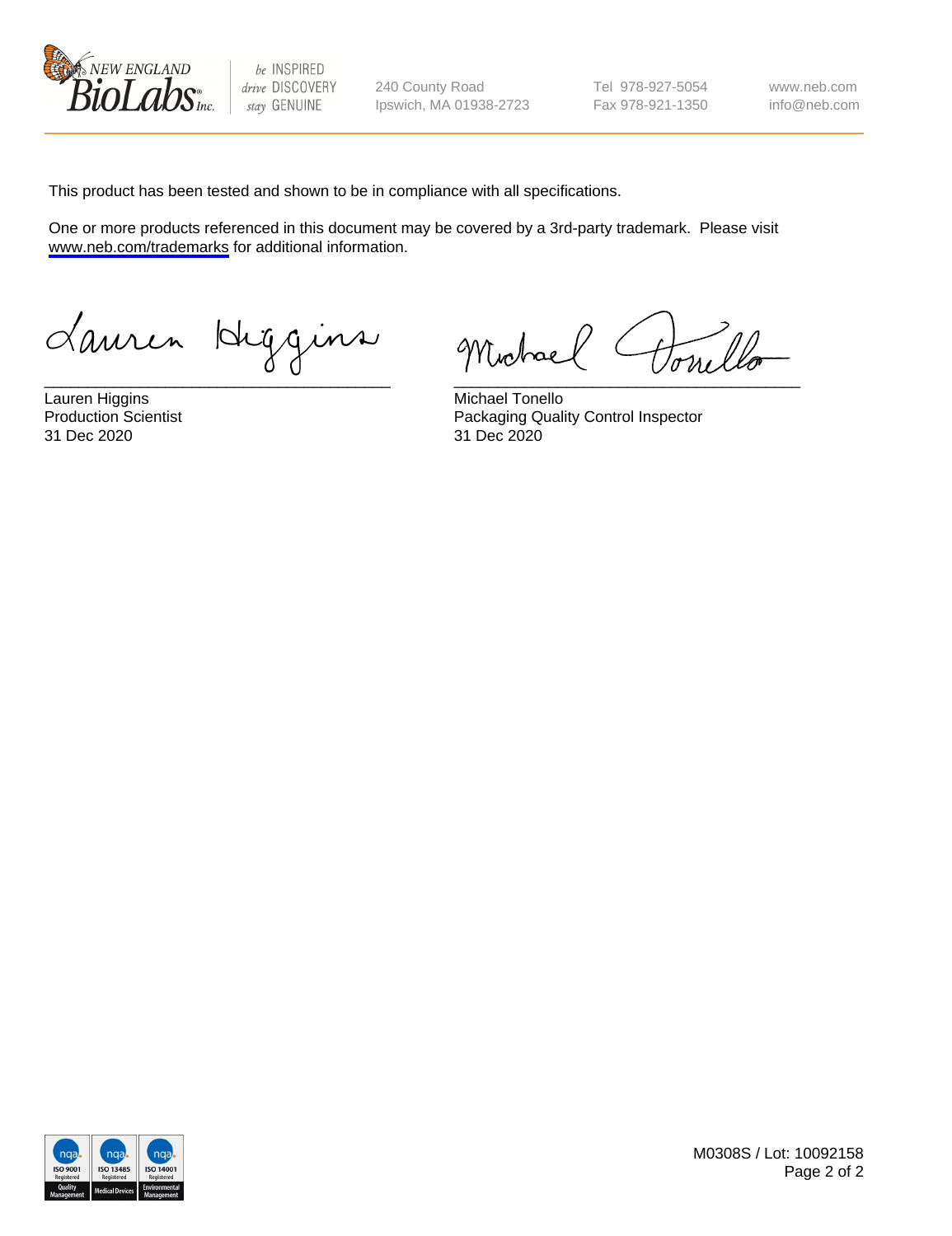This product has been tested and shown to be in compliance with all specifications.

One or more products referenced in this document may be covered by a 3rd-party trademark. Please visit www.neb.com/trademarks for additional information.

| | |
|---|---|
| Lauren Higgins | Michael Tonello |
| Production Scientist | Packaging Quality Control Inspector |
| 31 Dec 2020 | 31 Dec 2020 |

M0308S / Lot: 10092158